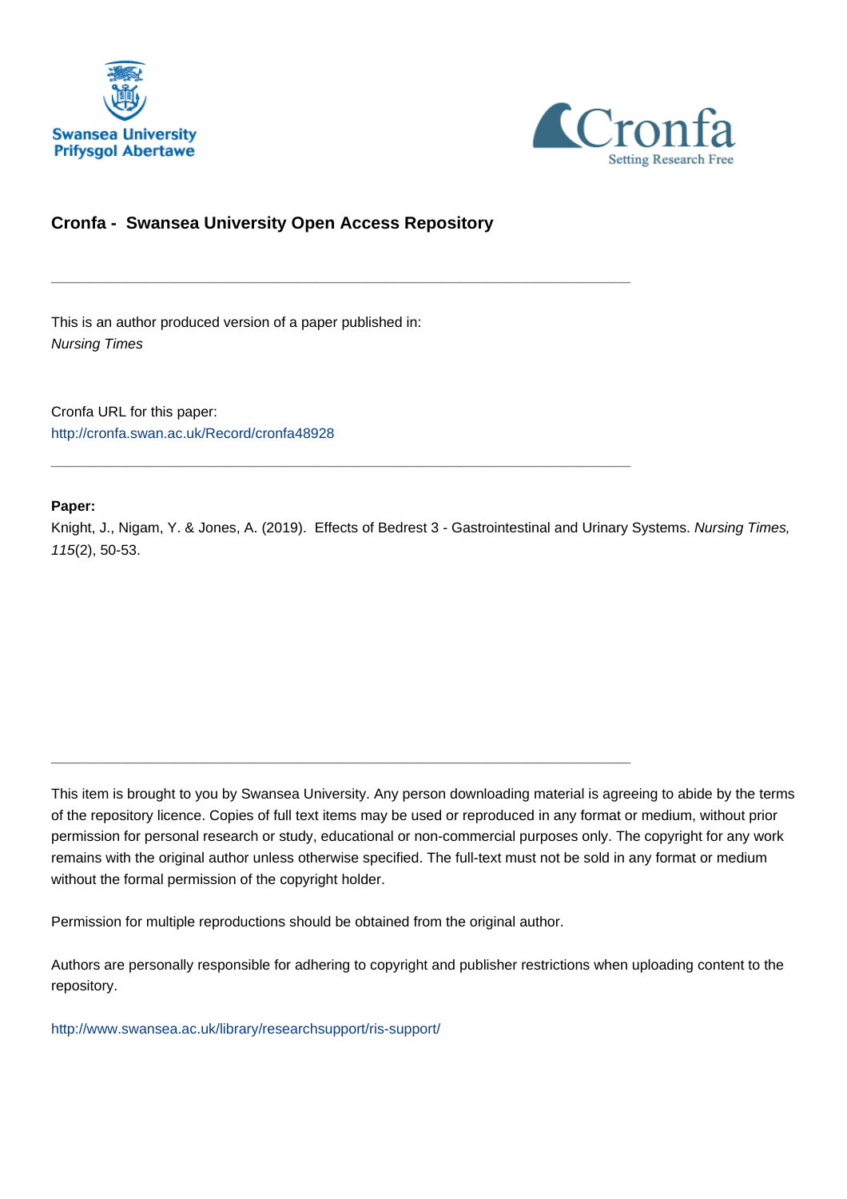Swansea University
Prifysgol Abertawe

Cronfa
Setting Research Free

## Cronfa - Swansea University Open Access Repository

---

This is an author produced version of a paper published in:
*Nursing Times*

Cronfa URL for this paper:
http://cronfa.swan.ac.uk/Record/cronfa48928

---

**Paper:**
Knight, J., Nigam, Y. & Jones, A. (2019). Effects of Bedrest 3 - Gastrointestinal and Urinary Systems. *Nursing Times, 115*(2), 50-53.

---

This item is brought to you by Swansea University. Any person downloading material is agreeing to abide by the terms of the repository licence. Copies of full text items may be used or reproduced in any format or medium, without prior permission for personal research or study, educational or non-commercial purposes only. The copyright for any work remains with the original author unless otherwise specified. The full-text must not be sold in any format or medium without the formal permission of the copyright holder.

Permission for multiple reproductions should be obtained from the original author.

Authors are personally responsible for adhering to copyright and publisher restrictions when uploading content to the repository.

http://www.swansea.ac.uk/library/researchsupport/ris-support/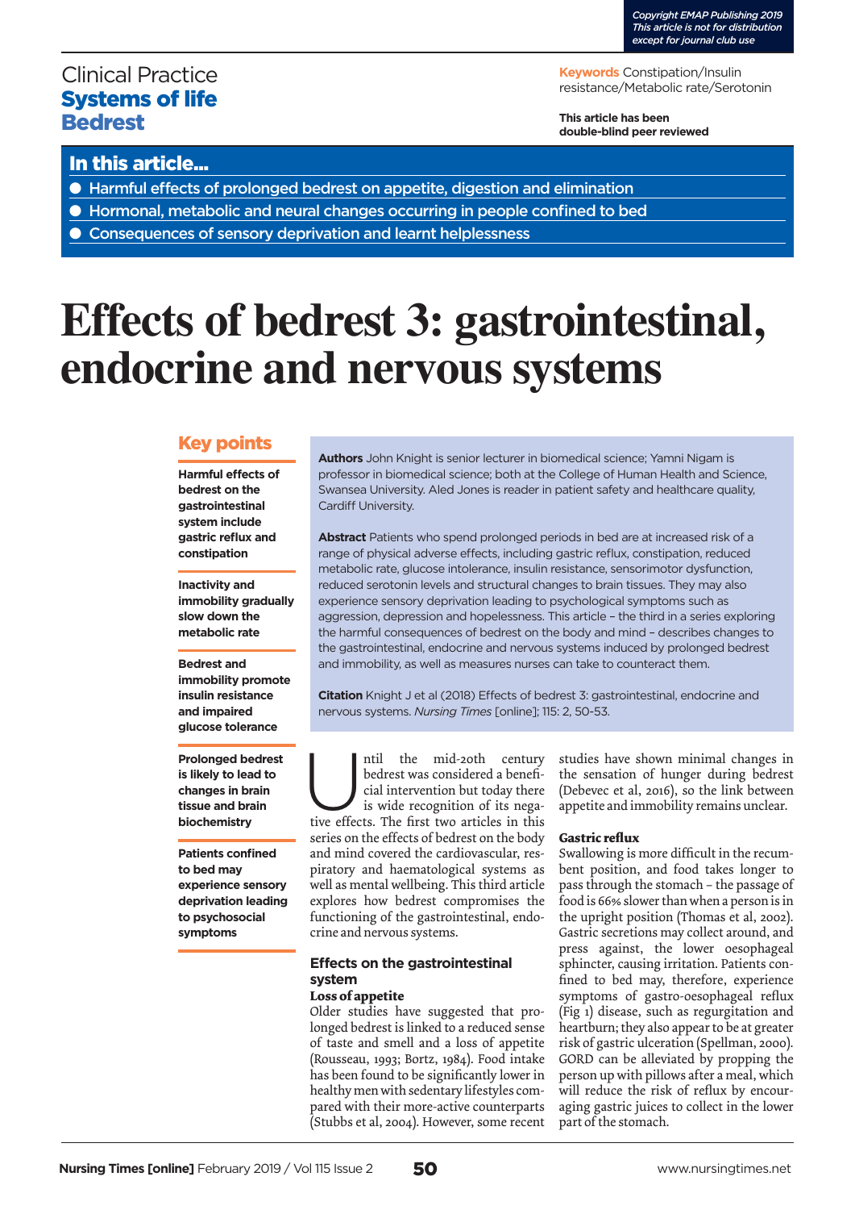Clinical Practice
**Systems of life**
**Bedrest**

**Keywords** Constipation/Insulin resistance/Metabolic rate/Serotonin

**This article has been double-blind peer reviewed**

## In this article...

- Harmful effects of prolonged bedrest on appetite, digestion and elimination
- Hormonal, metabolic and neural changes occurring in people confined to bed
- Consequences of sensory deprivation and learnt helplessness

# Effects of bedrest 3: gastrointestinal, endocrine and nervous systems

## Key points

**Harmful effects of bedrest on the gastrointestinal system include gastric reflux and constipation**

**Inactivity and immobility gradually slow down the metabolic rate**

**Bedrest and immobility promote insulin resistance and impaired glucose tolerance**

**Prolonged bedrest is likely to lead to changes in brain tissue and brain biochemistry**

**Patients confined to bed may experience sensory deprivation leading to psychosocial symptoms**

**Authors** John Knight is senior lecturer in biomedical science; Yamni Nigam is professor in biomedical science; both at the College of Human Health and Science, Swansea University. Aled Jones is reader in patient safety and healthcare quality, Cardiff University.

**Abstract** Patients who spend prolonged periods in bed are at increased risk of a range of physical adverse effects, including gastric reflux, constipation, reduced metabolic rate, glucose intolerance, insulin resistance, sensorimotor dysfunction, reduced serotonin levels and structural changes to brain tissues. They may also experience sensory deprivation leading to psychological symptoms such as aggression, depression and hopelessness. This article – the third in a series exploring the harmful consequences of bedrest on the body and mind – describes changes to the gastrointestinal, endocrine and nervous systems induced by prolonged bedrest and immobility, as well as measures nurses can take to counteract them.

**Citation** Knight J et al (2018) Effects of bedrest 3: gastrointestinal, endocrine and nervous systems. *Nursing Times* [online]; 115: 2, 50-53.

Until the mid-20th century bedrest was considered a beneficial intervention but today there is wide recognition of its negative effects. The first two articles in this series on the effects of bedrest on the body and mind covered the cardiovascular, respiratory and haematological systems as well as mental wellbeing. This third article explores how bedrest compromises the functioning of the gastrointestinal, endocrine and nervous systems.

## Effects on the gastrointestinal system

### Loss of appetite

Older studies have suggested that prolonged bedrest is linked to a reduced sense of taste and smell and a loss of appetite (Rousseau, 1993; Bortz, 1984). Food intake has been found to be significantly lower in healthy men with sedentary lifestyles compared with their more-active counterparts (Stubbs et al, 2004). However, some recent studies have shown minimal changes in the sensation of hunger during bedrest (Debevec et al, 2016), so the link between appetite and immobility remains unclear.

### Gastric reflux

Swallowing is more difficult in the recumbent position, and food takes longer to pass through the stomach – the passage of food is 66% slower than when a person is in the upright position (Thomas et al, 2002). Gastric secretions may collect around, and press against, the lower oesophageal sphincter, causing irritation. Patients confined to bed may, therefore, experience symptoms of gastro-oesophageal reflux (Fig 1) disease, such as regurgitation and heartburn; they also appear to be at greater risk of gastric ulceration (Spellman, 2000). GORD can be alleviated by propping the person up with pillows after a meal, which will reduce the risk of reflux by encouraging gastric juices to collect in the lower part of the stomach.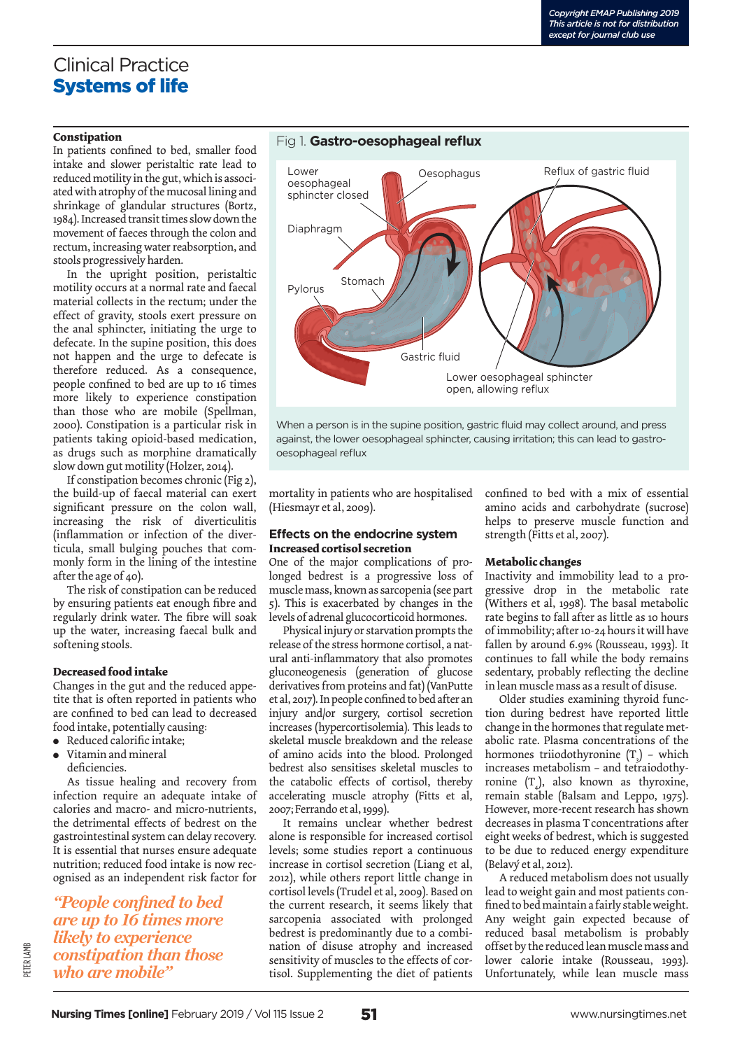## Clinical Practice
## Systems of life

### Constipation

In patients confined to bed, smaller food intake and slower peristaltic rate lead to reduced motility in the gut, which is associated with atrophy of the mucosal lining and shrinkage of glandular structures (Bortz, 1984). Increased transit times slow down the movement of faeces through the colon and rectum, increasing water reabsorption, and stools progressively harden.

In the upright position, peristaltic motility occurs at a normal rate and faecal material collects in the rectum; under the effect of gravity, stools exert pressure on the anal sphincter, initiating the urge to defecate. In the supine position, this does not happen and the urge to defecate is therefore reduced. As a consequence, people confined to bed are up to 16 times more likely to experience constipation than those who are mobile (Spellman, 2000). Constipation is a particular risk in patients taking opioid-based medication, as drugs such as morphine dramatically slow down gut motility (Holzer, 2014).

If constipation becomes chronic (Fig 2), the build-up of faecal material can exert significant pressure on the colon wall, increasing the risk of diverticulitis (inflammation or infection of the diverticula, small bulging pouches that commonly form in the lining of the intestine after the age of 40).

The risk of constipation can be reduced by ensuring patients eat enough fibre and regularly drink water. The fibre will soak up the water, increasing faecal bulk and softening stools.

### Decreased food intake

Changes in the gut and the reduced appetite that is often reported in patients who are confined to bed can lead to decreased food intake, potentially causing:

- Reduced calorific intake;
- Vitamin and mineral deficiencies.

As tissue healing and recovery from infection require an adequate intake of calories and macro- and micro-nutrients, the detrimental effects of bedrest on the gastrointestinal system can delay recovery. It is essential that nurses ensure adequate nutrition; reduced food intake is now recognised as an independent risk factor for mortality in patients who are hospitalised (Hiesmayr et al, 2009).

*"People confined to bed are up to 16 times more likely to experience constipation than those who are mobile"*

Fig 1. **Gastro-oesophageal reflux**

Lower oesophageal sphincter closed; Oesophagus; Reflux of gastric fluid; Diaphragm; Pylorus; Stomach; Gastric fluid; Lower oesophageal sphincter open, allowing reflux

When a person is in the supine position, gastric fluid may collect around, and press against, the lower oesophageal sphincter, causing irritation; this can lead to gastro-oesophageal reflux

## Effects on the endocrine system

### Increased cortisol secretion

One of the major complications of prolonged bedrest is a progressive loss of muscle mass, known as sarcopenia (see part 5). This is exacerbated by changes in the levels of adrenal glucocorticoid hormones.

Physical injury or starvation prompts the release of the stress hormone cortisol, a natural anti-inflammatory that also promotes gluconeogenesis (generation of glucose derivatives from proteins and fat) (VanPutte et al, 2017). In people confined to bed after an injury and/or surgery, cortisol secretion increases (hypercortisolemia). This leads to skeletal muscle breakdown and the release of amino acids into the blood. Prolonged bedrest also sensitises skeletal muscles to the catabolic effects of cortisol, thereby accelerating muscle atrophy (Fitts et al, 2007; Ferrando et al, 1999).

It remains unclear whether bedrest alone is responsible for increased cortisol levels; some studies report a continuous increase in cortisol secretion (Liang et al, 2012), while others report little change in cortisol levels (Trudel et al, 2009). Based on the current research, it seems likely that sarcopenia associated with prolonged bedrest is predominantly due to a combination of disuse atrophy and increased sensitivity of muscles to the effects of cortisol. Supplementing the diet of patients confined to bed with a mix of essential amino acids and carbohydrate (sucrose) helps to preserve muscle function and strength (Fitts et al, 2007).

### Metabolic changes

Inactivity and immobility lead to a progressive drop in the metabolic rate (Withers et al, 1998). The basal metabolic rate begins to fall after as little as 10 hours of immobility; after 10-24 hours it will have fallen by around 6.9% (Rousseau, 1993). It continues to fall while the body remains sedentary, probably reflecting the decline in lean muscle mass as a result of disuse.

Older studies examining thyroid function during bedrest have reported little change in the hormones that regulate metabolic rate. Plasma concentrations of the hormones triiodothyronine ($T_3$) – which increases metabolism – and tetraiodothyronine ($T_4$), also known as thyroxine, remain stable (Balsam and Leppo, 1975). However, more-recent research has shown decreases in plasma T concentrations after eight weeks of bedrest, which is suggested to be due to reduced energy expenditure (Belavý et al, 2012).

A reduced metabolism does not usually lead to weight gain and most patients confined to bed maintain a fairly stable weight. Any weight gain expected because of reduced basal metabolism is probably offset by the reduced lean muscle mass and lower calorie intake (Rousseau, 1993). Unfortunately, while lean muscle mass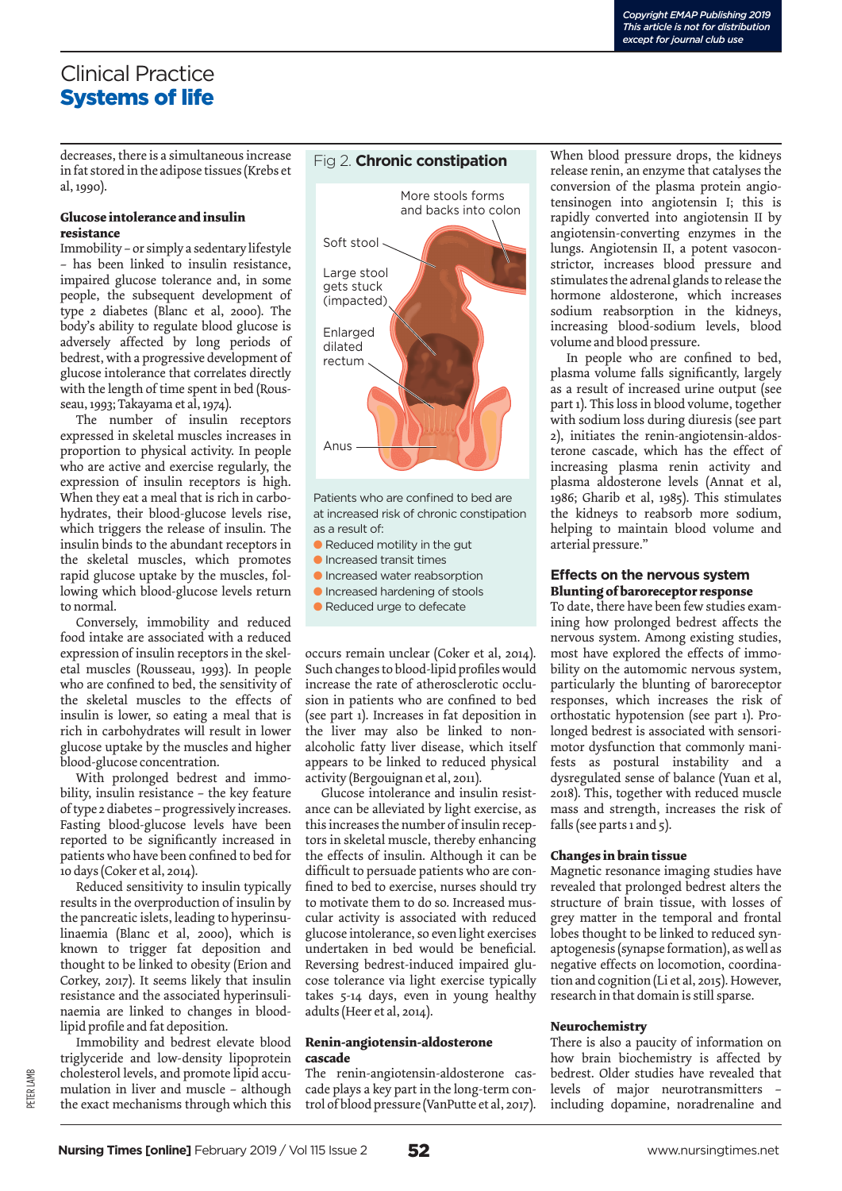decreases, there is a simultaneous increase in fat stored in the adipose tissues (Krebs et al, 1990).

### Glucose intolerance and insulin resistance

Immobility – or simply a sedentary lifestyle – has been linked to insulin resistance, impaired glucose tolerance and, in some people, the subsequent development of type 2 diabetes (Blanc et al, 2000). The body's ability to regulate blood glucose is adversely affected by long periods of bedrest, with a progressive development of glucose intolerance that correlates directly with the length of time spent in bed (Rousseau, 1993; Takayama et al, 1974).

The number of insulin receptors expressed in skeletal muscles increases in proportion to physical activity. In people who are active and exercise regularly, the expression of insulin receptors is high. When they eat a meal that is rich in carbohydrates, their blood-glucose levels rise, which triggers the release of insulin. The insulin binds to the abundant receptors in the skeletal muscles, which promotes rapid glucose uptake by the muscles, following which blood-glucose levels return to normal.

Conversely, immobility and reduced food intake are associated with a reduced expression of insulin receptors in the skeletal muscles (Rousseau, 1993). In people who are confined to bed, the sensitivity of the skeletal muscles to the effects of insulin is lower, so eating a meal that is rich in carbohydrates will result in lower glucose uptake by the muscles and higher blood-glucose concentration.

With prolonged bedrest and immobility, insulin resistance – the key feature of type 2 diabetes – progressively increases. Fasting blood-glucose levels have been reported to be significantly increased in patients who have been confined to bed for 10 days (Coker et al, 2014).

Reduced sensitivity to insulin typically results in the overproduction of insulin by the pancreatic islets, leading to hyperinsulinaemia (Blanc et al, 2000), which is known to trigger fat deposition and thought to be linked to obesity (Erion and Corkey, 2017). It seems likely that insulin resistance and the associated hyperinsulinaemia are linked to changes in blood-lipid profile and fat deposition.

Immobility and bedrest elevate blood triglyceride and low-density lipoprotein cholesterol levels, and promote lipid accumulation in liver and muscle – although the exact mechanisms through which this occurs remain unclear (Coker et al, 2014). Such changes to blood-lipid profiles would increase the rate of atherosclerotic occlusion in patients who are confined to bed (see part 1). Increases in fat deposition in the liver may also be linked to non-alcoholic fatty liver disease, which itself appears to be linked to reduced physical activity (Bergouignan et al, 2011).

Glucose intolerance and insulin resistance can be alleviated by light exercise, as this increases the number of insulin receptors in skeletal muscle, thereby enhancing the effects of insulin. Although it can be difficult to persuade patients who are confined to bed to exercise, nurses should try to motivate them to do so. Increased muscular activity is associated with reduced glucose intolerance, so even light exercises undertaken in bed would be beneficial. Reversing bedrest-induced impaired glucose tolerance via light exercise typically takes 5-14 days, even in young healthy adults (Heer et al, 2014).

**Fig 2. Chronic constipation**

More stools forms and backs into colon

Soft stool

Large stool gets stuck (impacted)

Enlarged dilated rectum

Anus

Patients who are confined to bed are at increased risk of chronic constipation as a result of:
- Reduced motility in the gut
- Increased transit times
- Increased water reabsorption
- Increased hardening of stools
- Reduced urge to defecate

### Renin-angiotensin-aldosterone cascade

The renin-angiotensin-aldosterone cascade plays a key part in the long-term control of blood pressure (VanPutte et al, 2017). When blood pressure drops, the kidneys release renin, an enzyme that catalyses the conversion of the plasma protein angiotensinogen into angiotensin I; this is rapidly converted into angiotensin II by angiotensin-converting enzymes in the lungs. Angiotensin II, a potent vasoconstrictor, increases blood pressure and stimulates the adrenal glands to release the hormone aldosterone, which increases sodium reabsorption in the kidneys, increasing blood-sodium levels, blood volume and blood pressure.

In people who are confined to bed, plasma volume falls significantly, largely as a result of increased urine output (see part 1). This loss in blood volume, together with sodium loss during diuresis (see part 2), initiates the renin-angiotensin-aldosterone cascade, which has the effect of increasing plasma renin activity and plasma aldosterone levels (Annat et al, 1986; Gharib et al, 1985). This stimulates the kidneys to reabsorb more sodium, helping to maintain blood volume and arterial pressure."

## Effects on the nervous system

### Blunting of baroreceptor response

To date, there have been few studies examining how prolonged bedrest affects the nervous system. Among existing studies, most have explored the effects of immobility on the automomic nervous system, particularly the blunting of baroreceptor responses, which increases the risk of orthostatic hypotension (see part 1). Prolonged bedrest is associated with sensorimotor dysfunction that commonly manifests as postural instability and a dysregulated sense of balance (Yuan et al, 2018). This, together with reduced muscle mass and strength, increases the risk of falls (see parts 1 and 5).

### Changes in brain tissue

Magnetic resonance imaging studies have revealed that prolonged bedrest alters the structure of brain tissue, with losses of grey matter in the temporal and frontal lobes thought to be linked to reduced synaptogenesis (synapse formation), as well as negative effects on locomotion, coordination and cognition (Li et al, 2015). However, research in that domain is still sparse.

### Neurochemistry

There is also a paucity of information on how brain biochemistry is affected by bedrest. Older studies have revealed that levels of major neurotransmitters – including dopamine, noradrenaline and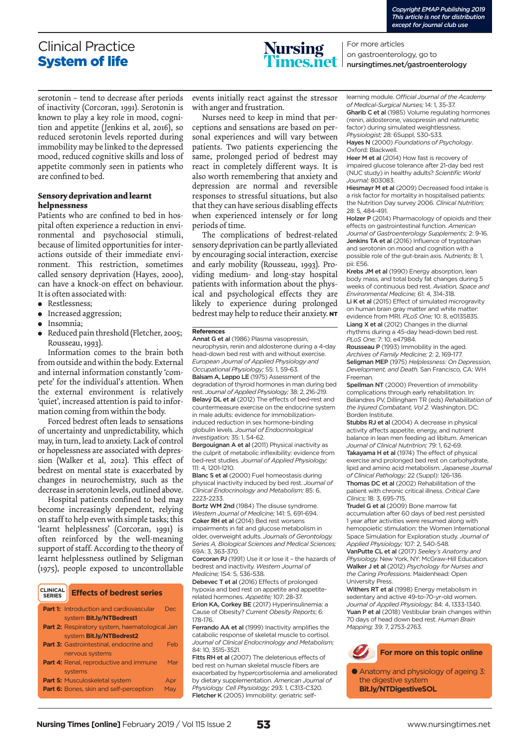serotonin – tend to decrease after periods of inactivity (Corcoran, 1991). Serotonin is known to play a key role in mood, cognition and appetite (Jenkins et al, 2016), so reduced serotonin levels reported during immobility may be linked to the depressed mood, reduced cognitive skills and loss of appetite commonly seen in patients who are confined to bed.

### Sensory deprivation and learnt helplessness

Patients who are confined to bed in hospital often experience a reduction in environmental and psychosocial stimuli, because of limited opportunities for interactions outside of their immediate environment. This restriction, sometimes called sensory deprivation (Hayes, 2000), can have a knock-on effect on behaviour. It is often associated with:

- Restlessness;
- Increased aggression;
- Insomnia;
- Reduced pain threshold (Fletcher, 2005; Rousseau, 1993).

Information comes to the brain both from outside and within the body. External and internal information constantly 'compete' for the individual's attention. When the external environment is relatively 'quiet', increased attention is paid to information coming from within the body.

Forced bedrest often leads to sensations of uncertainty and unpredictability, which may, in turn, lead to anxiety. Lack of control or hopelessness are associated with depression (Walker et al, 2012). This effect of bedrest on mental state is exacerbated by changes in neurochemistry, such as the decrease in serotonin levels, outlined above.

Hospital patients confined to bed may become increasingly dependent, relying on staff to help even with simple tasks; this 'learnt helplessness' (Corcoran, 1991) is often reinforced by the well-meaning support of staff. According to the theory of learnt helplessness outlined by Seligman (1975), people exposed to uncontrollable events initially react against the stressor with anger and frustration.

Nurses need to keep in mind that perceptions and sensations are based on personal experiences and will vary between patients. Two patients experiencing the same, prolonged period of bedrest may react in completely different ways. It is also worth remembering that anxiety and depression are normal and reversible responses to stressful situations, but also that they can have serious disabling effects when experienced intensely or for long periods of time.

The complications of bedrest-related sensory deprivation can be partly alleviated by encouraging social interaction, exercise and early mobility (Rousseau, 1993). Providing medium- and long-stay hospital patients with information about the physical and psychological effects they are likely to experience during prolonged bedrest may help to reduce their anxiety. **NT**

**CLINICAL SERIES — Effects of bedrest series**

| | | |
|---|---|---|
| **Part 1:** | Introduction and cardiovascular system **Bit.ly/NTBedrest1** | Dec |
| **Part 2:** | Respiratory system, haematological system **Bit.ly/NTBedrest2** | Jan |
| **Part 3:** | Gastrointestinal, endocrine and nervous systems | Feb |
| **Part 4:** | Renal, reproductive and immune systems | Mar |
| **Part 5:** | Musculoskeletal system | Apr |
| **Part 6:** | Bones, skin and self-perception | May |

### References

**Annat G et al** (1986) Plasma vasopressin, neurophysin, renin and aldosterone during a 4-day head-down bed rest with and without exercise. *European Journal of Applied Physiology and Occupational Physiology;* 55: 1, 59-63.

**Balsam A, Leppo LE** (1975) Assessment of the degradation of thyroid hormones in man during bed rest. *Journal of Applied Physiology;* 38: 2, 216-219.

**Belavý DL et al** (2012) The effects of bed-rest and countermeasure exercise on the endocrine system in male adults: evidence for immobilization-induced reduction in sex hormone-binding globulin levels. *Journal of Endocrinological Investigation;* 35: 1, 54-62.

**Bergouignan A et al** (2011) Physical inactivity as the culprit of metabolic inflexibility: evidence from bed-rest studies. *Journal of Applied Physiology;* 111: 4, 1201-1210.

**Blanc S et al** (2000) Fuel homeostasis during physical inactivity induced by bed rest. *Journal of Clinical Endocrinology and Metabolism;* 85: 6, 2223-2233.

**Bortz WM 2nd** (1984) The disuse syndrome. *Western Journal of Medicine;* 141: 5, 691-694.

**Coker RH et al** (2014) Bed rest worsens impairments in fat and glucose metabolism in older, overweight adults. *Journals of Gerontology. Series A, Biological Sciences and Medical Sciences;* 69A: 3, 363-370.

**Corcoran PJ** (1991) Use it or lose it – the hazards of bedrest and inactivity. *Western Journal of Medicine;* 154: 5, 536-538.

**Debevec T et al** (2016) Effects of prolonged hypoxia and bed rest on appetite and appetite-related hormones. *Appetite;* 107: 28-37.

**Erion KA, Corkey BE** (2017) Hyperinsulinemia: a Cause of Obesity? *Current Obesity Reports;* 6: 178-176.

**Ferrando AA et al** (1999) Inactivity amplifies the catabolic response of skeletal muscle to cortisol. *Journal of Clinical Endocrinology and Metabolism;* 84: 10, 3515-3521.

**Fitts RH et al** (2007) The deleterious effects of bed rest on human skeletal muscle fibers are exacerbated by hypercortisolemia and ameliorated by dietary supplementation. *American Journal of Physiology. Cell Physiology;* 293: 1, C313-C320.

**Fletcher K** (2005) Immobility: geriatric self-learning module. *Official Journal of the Academy of Medical-Surgical Nurses;* 14: 1, 35-37.

**Gharib C et al** (1985) Volume regulating hormones (renin, aldosterone, vasopressin and natriuretic factor) during simulated weightlessness. *Physiologist;* 28: 6Suppl, S30-S33.

**Hayes N** (2000) *Foundations of Psychology*. Oxford: Blackwell.

**Heer M et al** (2014) How fast is recovery of impaired glucose tolerance after 21-day bed rest (NUC study) in healthy adults? *Scientific World Journal;* 803083.

**Hiesmayr M et al** (2009) Decreased food intake is a risk factor for mortality in hospitalised patients: the Nutrition Day survey 2006. *Clinical Nutrition;* 28: 5, 484-491.

**Holzer P** (2014) Pharmacology of opioids and their effects on gastrointestinal function. *American Journal of Gastroenterology Supplements;* 2: 9-16.

**Jenkins TA et al** (2016) Influence of tryptophan and serotonin on mood and cognition with a possible role of the gut-brain axis. *Nutrients;* 8: 1, pii: E56.

**Krebs JM et al** (1990) Energy absorption, lean body mass, and total body fat changes during 5 weeks of continuous bed rest. *Aviation, Space and Environmental Medicine;* 61: 4, 314-318.

**Li K et al** (2015) Effect of simulated microgravity on human brain gray matter and white matter: evidence from MRI. *PLoS One;* 10: 8, e0135835.

**Liang X et al** (2012) Changes in the diurnal rhythms during a 45-day head-down bed rest. *PLoS One;* 7: 10, e47984.

**Rousseau P** (1993) Immobility in the aged. *Archives of Family Medicine;* 2: 2, 169-177.

**Seligman MEP** (1975) *Helplessness: On Depression, Development, and Death.* San Francisco, CA: WH Freeman.

**Spellman NT** (2000) Prevention of immobility complications through early rehabilitation. In: Belandres PV, Dillingham TR (eds) *Rehabilitation of the Injured Combatant, Vol 2.* Washington, DC: Borden Institute.

**Stubbs RJ et al** (2004) A decrease in physical activity affects appetite, energy, and nutrient balance in lean men feeding ad libitum. American *Journal of Clinical Nutrition;* 79: 1, 62-69.

**Takayama H et al** (1974) The effect of physical exercise and prolonged bed rest on carbohydrate, lipid and amino acid metabolism. *Japanese Journal of Clinical Pathology;* 22 (Suppl): 126-136.

**Thomas DC et al** (2002) Rehabilitation of the patient with chronic critical illness. *Critical Care Clinics;* 18: 3, 695-715.

**Trudel G et al** (2009) Bone marrow fat accumulation after 60 days of bed rest persisted 1 year after activities were resumed along with hemopoietic stimulation: the Women International Space Simulation for Exploration study. *Journal of Applied Physiology;* 107: 2, 540-548.

**VanPutte CL et al** (2017) *Seeley's Anatomy and Physiology.* New York, NY: McGraw-Hill Education.

**Walker J et al** (2012) *Psychology for Nurses and the Caring Professions.* Maidenhead: Open University Press.

**Withers RT et al** (1998) Energy metabolism in sedentary and active 49-to-70-yr-old women. *Journal of Applied Physiology;* 84: 4, 1333-1340.

**Yuan P et al** (2018) Vestibular brain changes within 70 days of head down bed rest. *Human Brain Mapping;* 39: 7, 2753-2763.

**For more on this topic online**

- Anatomy and physiology of ageing 3: the digestive system **Bit.ly/NTDigestiveSOL**